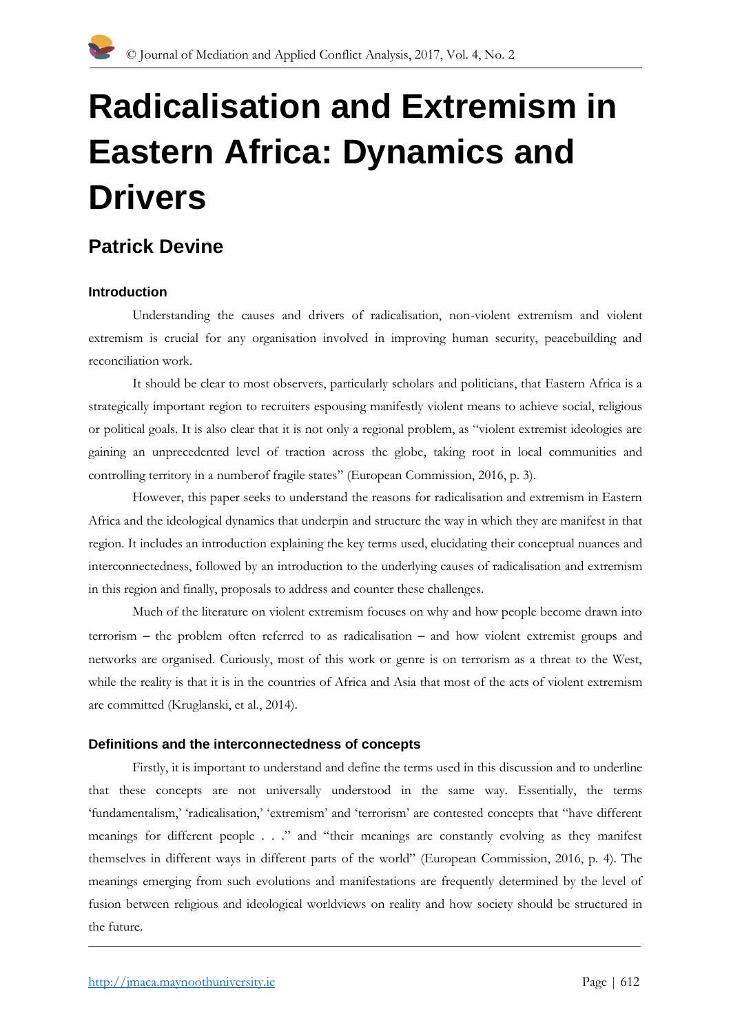# Radicalisation and Extremism in Eastern Africa: Dynamics and Drivers

## Patrick Devine

### Introduction

Understanding the causes and drivers of radicalisation, non-violent extremism and violent extremism is crucial for any organisation involved in improving human security, peacebuilding and reconciliation work.

It should be clear to most observers, particularly scholars and politicians, that Eastern Africa is a strategically important region to recruiters espousing manifestly violent means to achieve social, religious or political goals. It is also clear that it is not only a regional problem, as "violent extremist ideologies are gaining an unprecedented level of traction across the globe, taking root in local communities and controlling territory in a numberof fragile states" (European Commission, 2016, p. 3).

However, this paper seeks to understand the reasons for radicalisation and extremism in Eastern Africa and the ideological dynamics that underpin and structure the way in which they are manifest in that region. It includes an introduction explaining the key terms used, elucidating their conceptual nuances and interconnectedness, followed by an introduction to the underlying causes of radicalisation and extremism in this region and finally, proposals to address and counter these challenges.

Much of the literature on violent extremism focuses on why and how people become drawn into terrorism – the problem often referred to as radicalisation – and how violent extremist groups and networks are organised. Curiously, most of this work or genre is on terrorism as a threat to the West, while the reality is that it is in the countries of Africa and Asia that most of the acts of violent extremism are committed (Kruglanski, et al., 2014).

### Definitions and the interconnectedness of concepts

Firstly, it is important to understand and define the terms used in this discussion and to underline that these concepts are not universally understood in the same way. Essentially, the terms 'fundamentalism,' 'radicalisation,' 'extremism' and 'terrorism' are contested concepts that "have different meanings for different people . . ." and "their meanings are constantly evolving as they manifest themselves in different ways in different parts of the world" (European Commission, 2016, p. 4). The meanings emerging from such evolutions and manifestations are frequently determined by the level of fusion between religious and ideological worldviews on reality and how society should be structured in the future.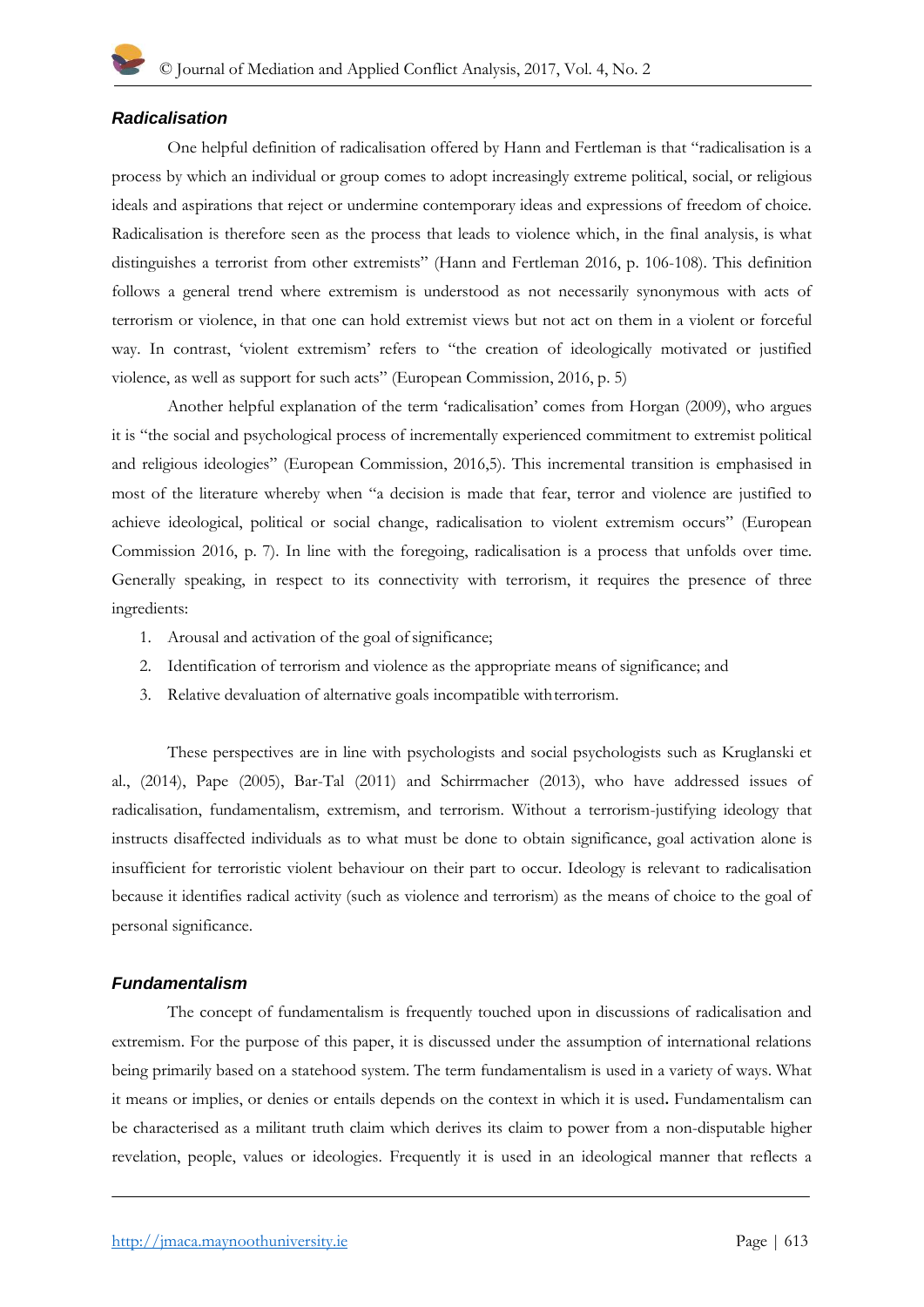### *Radicalisation*

One helpful definition of radicalisation offered by Hann and Fertleman is that "radicalisation is a process by which an individual or group comes to adopt increasingly extreme political, social, or religious ideals and aspirations that reject or undermine contemporary ideas and expressions of freedom of choice. Radicalisation is therefore seen as the process that leads to violence which, in the final analysis, is what distinguishes a terrorist from other extremists" (Hann and Fertleman 2016, p. 106-108). This definition follows a general trend where extremism is understood as not necessarily synonymous with acts of terrorism or violence, in that one can hold extremist views but not act on them in a violent or forceful way. In contrast, 'violent extremism' refers to "the creation of ideologically motivated or justified violence, as well as support for such acts" (European Commission, 2016, p. 5)

Another helpful explanation of the term 'radicalisation' comes from Horgan (2009), who argues it is "the social and psychological process of incrementally experienced commitment to extremist political and religious ideologies" (European Commission, 2016,5). This incremental transition is emphasised in most of the literature whereby when "a decision is made that fear, terror and violence are justified to achieve ideological, political or social change, radicalisation to violent extremism occurs" (European Commission 2016, p. 7). In line with the foregoing, radicalisation is a process that unfolds over time. Generally speaking, in respect to its connectivity with terrorism, it requires the presence of three ingredients:

1. Arousal and activation of the goal of significance;
2. Identification of terrorism and violence as the appropriate means of significance; and
3. Relative devaluation of alternative goals incompatible with terrorism.

These perspectives are in line with psychologists and social psychologists such as Kruglanski et al., (2014), Pape (2005), Bar-Tal (2011) and Schirrmacher (2013), who have addressed issues of radicalisation, fundamentalism, extremism, and terrorism. Without a terrorism-justifying ideology that instructs disaffected individuals as to what must be done to obtain significance, goal activation alone is insufficient for terroristic violent behaviour on their part to occur. Ideology is relevant to radicalisation because it identifies radical activity (such as violence and terrorism) as the means of choice to the goal of personal significance.

### *Fundamentalism*

The concept of fundamentalism is frequently touched upon in discussions of radicalisation and extremism. For the purpose of this paper, it is discussed under the assumption of international relations being primarily based on a statehood system. The term fundamentalism is used in a variety of ways. What it means or implies, or denies or entails depends on the context in which it is used**.** Fundamentalism can be characterised as a militant truth claim which derives its claim to power from a non-disputable higher revelation, people, values or ideologies. Frequently it is used in an ideological manner that reflects a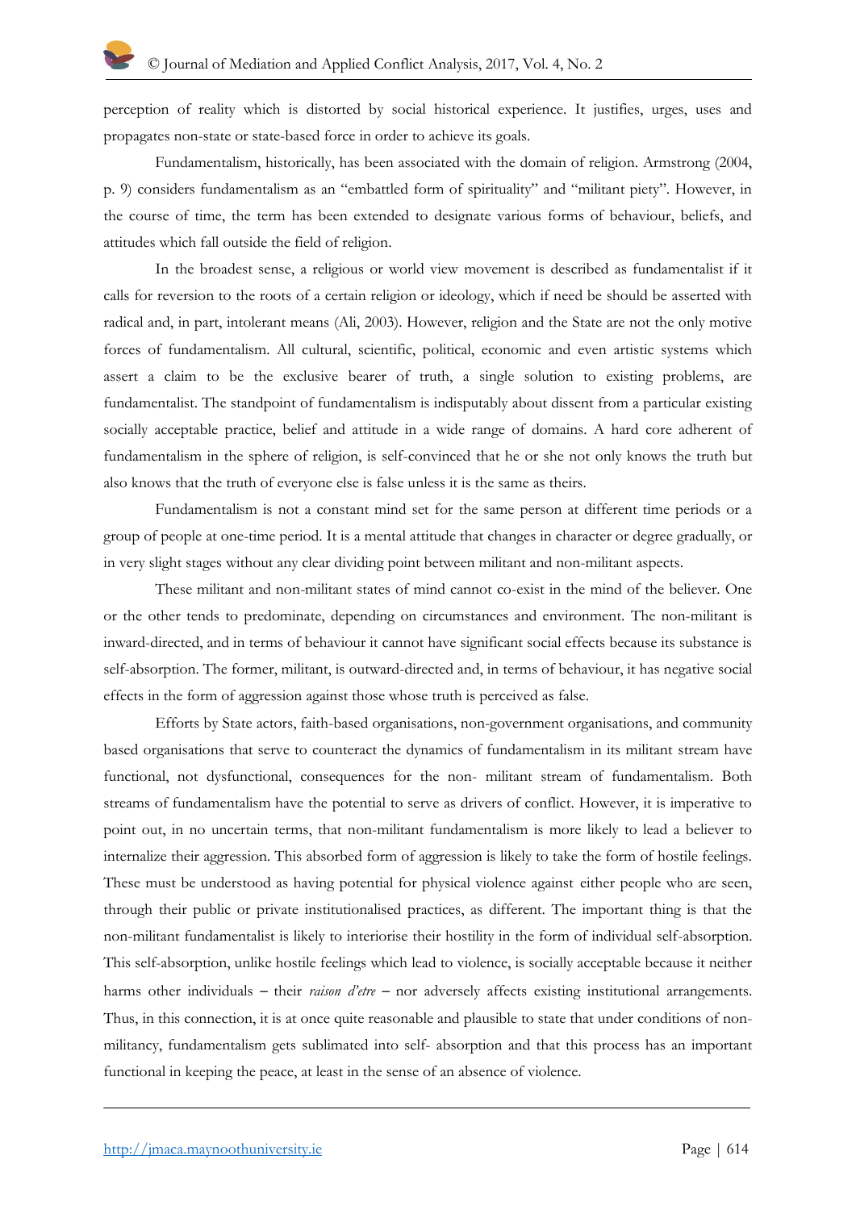perception of reality which is distorted by social historical experience. It justifies, urges, uses and propagates non-state or state-based force in order to achieve its goals.

Fundamentalism, historically, has been associated with the domain of religion. Armstrong (2004, p. 9) considers fundamentalism as an "embattled form of spirituality" and "militant piety". However, in the course of time, the term has been extended to designate various forms of behaviour, beliefs, and attitudes which fall outside the field of religion.

In the broadest sense, a religious or world view movement is described as fundamentalist if it calls for reversion to the roots of a certain religion or ideology, which if need be should be asserted with radical and, in part, intolerant means (Ali, 2003). However, religion and the State are not the only motive forces of fundamentalism. All cultural, scientific, political, economic and even artistic systems which assert a claim to be the exclusive bearer of truth, a single solution to existing problems, are fundamentalist. The standpoint of fundamentalism is indisputably about dissent from a particular existing socially acceptable practice, belief and attitude in a wide range of domains. A hard core adherent of fundamentalism in the sphere of religion, is self-convinced that he or she not only knows the truth but also knows that the truth of everyone else is false unless it is the same as theirs.

Fundamentalism is not a constant mind set for the same person at different time periods or a group of people at one-time period. It is a mental attitude that changes in character or degree gradually, or in very slight stages without any clear dividing point between militant and non-militant aspects.

These militant and non-militant states of mind cannot co-exist in the mind of the believer. One or the other tends to predominate, depending on circumstances and environment. The non-militant is inward-directed, and in terms of behaviour it cannot have significant social effects because its substance is self-absorption. The former, militant, is outward-directed and, in terms of behaviour, it has negative social effects in the form of aggression against those whose truth is perceived as false.

Efforts by State actors, faith-based organisations, non-government organisations, and community based organisations that serve to counteract the dynamics of fundamentalism in its militant stream have functional, not dysfunctional, consequences for the non- militant stream of fundamentalism. Both streams of fundamentalism have the potential to serve as drivers of conflict. However, it is imperative to point out, in no uncertain terms, that non-militant fundamentalism is more likely to lead a believer to internalize their aggression. This absorbed form of aggression is likely to take the form of hostile feelings. These must be understood as having potential for physical violence against either people who are seen, through their public or private institutionalised practices, as different. The important thing is that the non-militant fundamentalist is likely to interiorise their hostility in the form of individual self-absorption. This self-absorption, unlike hostile feelings which lead to violence, is socially acceptable because it neither harms other individuals – their *raison d'etre* – nor adversely affects existing institutional arrangements. Thus, in this connection, it is at once quite reasonable and plausible to state that under conditions of non-militancy, fundamentalism gets sublimated into self- absorption and that this process has an important functional in keeping the peace, at least in the sense of an absence of violence.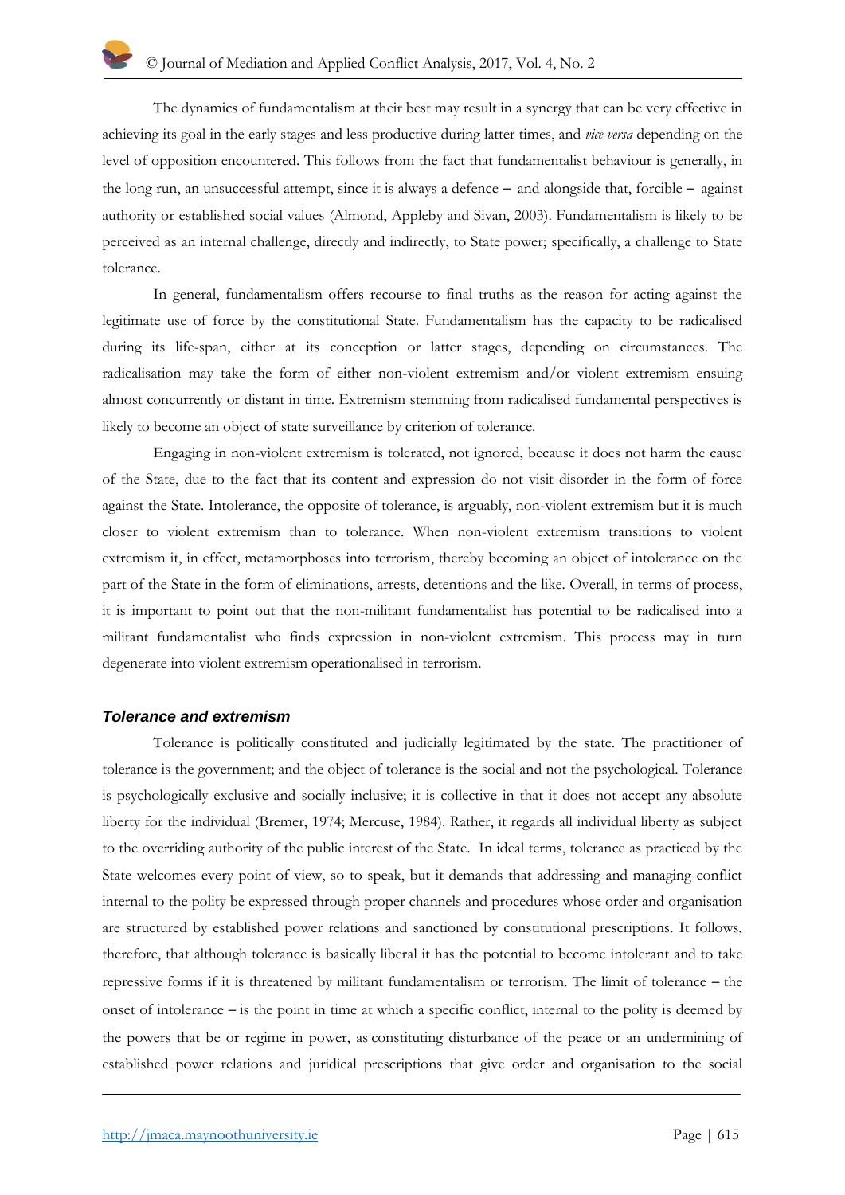The dynamics of fundamentalism at their best may result in a synergy that can be very effective in achieving its goal in the early stages and less productive during latter times, and *vice versa* depending on the level of opposition encountered. This follows from the fact that fundamentalist behaviour is generally, in the long run, an unsuccessful attempt, since it is always a defence – and alongside that, forcible – against authority or established social values (Almond, Appleby and Sivan, 2003). Fundamentalism is likely to be perceived as an internal challenge, directly and indirectly, to State power; specifically, a challenge to State tolerance.

In general, fundamentalism offers recourse to final truths as the reason for acting against the legitimate use of force by the constitutional State. Fundamentalism has the capacity to be radicalised during its life-span, either at its conception or latter stages, depending on circumstances. The radicalisation may take the form of either non-violent extremism and/or violent extremism ensuing almost concurrently or distant in time. Extremism stemming from radicalised fundamental perspectives is likely to become an object of state surveillance by criterion of tolerance.

Engaging in non-violent extremism is tolerated, not ignored, because it does not harm the cause of the State, due to the fact that its content and expression do not visit disorder in the form of force against the State. Intolerance, the opposite of tolerance, is arguably, non-violent extremism but it is much closer to violent extremism than to tolerance. When non-violent extremism transitions to violent extremism it, in effect, metamorphoses into terrorism, thereby becoming an object of intolerance on the part of the State in the form of eliminations, arrests, detentions and the like. Overall, in terms of process, it is important to point out that the non-militant fundamentalist has potential to be radicalised into a militant fundamentalist who finds expression in non-violent extremism. This process may in turn degenerate into violent extremism operationalised in terrorism.

### *Tolerance and extremism*

Tolerance is politically constituted and judicially legitimated by the state. The practitioner of tolerance is the government; and the object of tolerance is the social and not the psychological. Tolerance is psychologically exclusive and socially inclusive; it is collective in that it does not accept any absolute liberty for the individual (Bremer, 1974; Mercuse, 1984). Rather, it regards all individual liberty as subject to the overriding authority of the public interest of the State. In ideal terms, tolerance as practiced by the State welcomes every point of view, so to speak, but it demands that addressing and managing conflict internal to the polity be expressed through proper channels and procedures whose order and organisation are structured by established power relations and sanctioned by constitutional prescriptions. It follows, therefore, that although tolerance is basically liberal it has the potential to become intolerant and to take repressive forms if it is threatened by militant fundamentalism or terrorism. The limit of tolerance – the onset of intolerance – is the point in time at which a specific conflict, internal to the polity is deemed by the powers that be or regime in power, as constituting disturbance of the peace or an undermining of established power relations and juridical prescriptions that give order and organisation to the social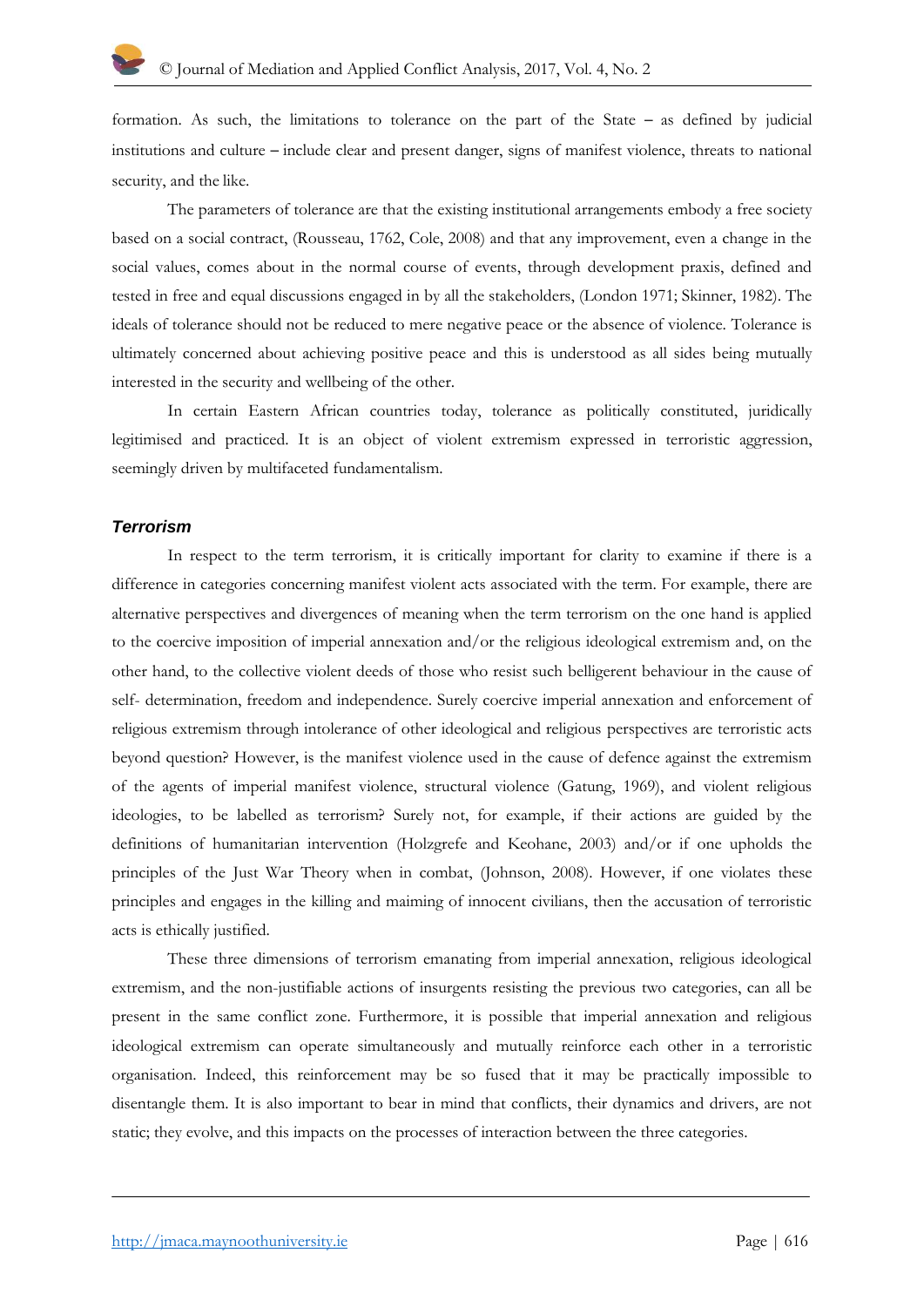formation. As such, the limitations to tolerance on the part of the State – as defined by judicial institutions and culture – include clear and present danger, signs of manifest violence, threats to national security, and the like.

The parameters of tolerance are that the existing institutional arrangements embody a free society based on a social contract, (Rousseau, 1762, Cole, 2008) and that any improvement, even a change in the social values, comes about in the normal course of events, through development praxis, defined and tested in free and equal discussions engaged in by all the stakeholders, (London 1971; Skinner, 1982). The ideals of tolerance should not be reduced to mere negative peace or the absence of violence. Tolerance is ultimately concerned about achieving positive peace and this is understood as all sides being mutually interested in the security and wellbeing of the other.

In certain Eastern African countries today, tolerance as politically constituted, juridically legitimised and practiced. It is an object of violent extremism expressed in terroristic aggression, seemingly driven by multifaceted fundamentalism.

### *Terrorism*

In respect to the term terrorism, it is critically important for clarity to examine if there is a difference in categories concerning manifest violent acts associated with the term. For example, there are alternative perspectives and divergences of meaning when the term terrorism on the one hand is applied to the coercive imposition of imperial annexation and/or the religious ideological extremism and, on the other hand, to the collective violent deeds of those who resist such belligerent behaviour in the cause of self- determination, freedom and independence. Surely coercive imperial annexation and enforcement of religious extremism through intolerance of other ideological and religious perspectives are terroristic acts beyond question? However, is the manifest violence used in the cause of defence against the extremism of the agents of imperial manifest violence, structural violence (Gatung, 1969), and violent religious ideologies, to be labelled as terrorism? Surely not, for example, if their actions are guided by the definitions of humanitarian intervention (Holzgrefe and Keohane, 2003) and/or if one upholds the principles of the Just War Theory when in combat, (Johnson, 2008). However, if one violates these principles and engages in the killing and maiming of innocent civilians, then the accusation of terroristic acts is ethically justified.

These three dimensions of terrorism emanating from imperial annexation, religious ideological extremism, and the non-justifiable actions of insurgents resisting the previous two categories, can all be present in the same conflict zone. Furthermore, it is possible that imperial annexation and religious ideological extremism can operate simultaneously and mutually reinforce each other in a terroristic organisation. Indeed, this reinforcement may be so fused that it may be practically impossible to disentangle them. It is also important to bear in mind that conflicts, their dynamics and drivers, are not static; they evolve, and this impacts on the processes of interaction between the three categories.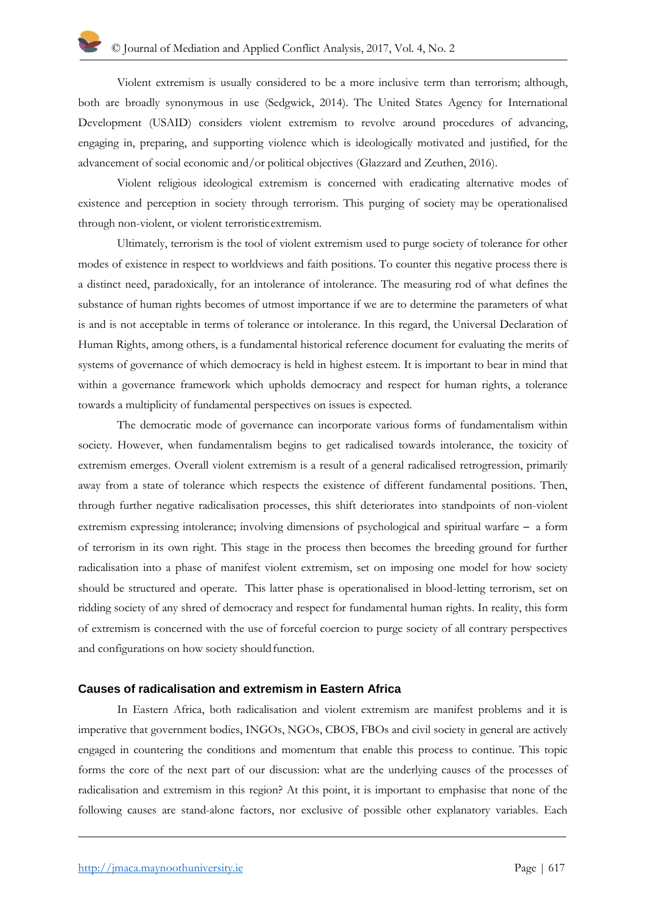Violent extremism is usually considered to be a more inclusive term than terrorism; although, both are broadly synonymous in use (Sedgwick, 2014). The United States Agency for International Development (USAID) considers violent extremism to revolve around procedures of advancing, engaging in, preparing, and supporting violence which is ideologically motivated and justified, for the advancement of social economic and/or political objectives (Glazzard and Zeuthen, 2016).

Violent religious ideological extremism is concerned with eradicating alternative modes of existence and perception in society through terrorism. This purging of society may be operationalised through non-violent, or violent terroristic extremism.

Ultimately, terrorism is the tool of violent extremism used to purge society of tolerance for other modes of existence in respect to worldviews and faith positions. To counter this negative process there is a distinct need, paradoxically, for an intolerance of intolerance. The measuring rod of what defines the substance of human rights becomes of utmost importance if we are to determine the parameters of what is and is not acceptable in terms of tolerance or intolerance. In this regard, the Universal Declaration of Human Rights, among others, is a fundamental historical reference document for evaluating the merits of systems of governance of which democracy is held in highest esteem. It is important to bear in mind that within a governance framework which upholds democracy and respect for human rights, a tolerance towards a multiplicity of fundamental perspectives on issues is expected.

The democratic mode of governance can incorporate various forms of fundamentalism within society. However, when fundamentalism begins to get radicalised towards intolerance, the toxicity of extremism emerges. Overall violent extremism is a result of a general radicalised retrogression, primarily away from a state of tolerance which respects the existence of different fundamental positions. Then, through further negative radicalisation processes, this shift deteriorates into standpoints of non-violent extremism expressing intolerance; involving dimensions of psychological and spiritual warfare – a form of terrorism in its own right. This stage in the process then becomes the breeding ground for further radicalisation into a phase of manifest violent extremism, set on imposing one model for how society should be structured and operate. This latter phase is operationalised in blood-letting terrorism, set on ridding society of any shred of democracy and respect for fundamental human rights. In reality, this form of extremism is concerned with the use of forceful coercion to purge society of all contrary perspectives and configurations on how society should function.

## Causes of radicalisation and extremism in Eastern Africa

In Eastern Africa, both radicalisation and violent extremism are manifest problems and it is imperative that government bodies, INGOs, NGOs, CBOS, FBOs and civil society in general are actively engaged in countering the conditions and momentum that enable this process to continue. This topic forms the core of the next part of our discussion: what are the underlying causes of the processes of radicalisation and extremism in this region? At this point, it is important to emphasise that none of the following causes are stand-alone factors, nor exclusive of possible other explanatory variables. Each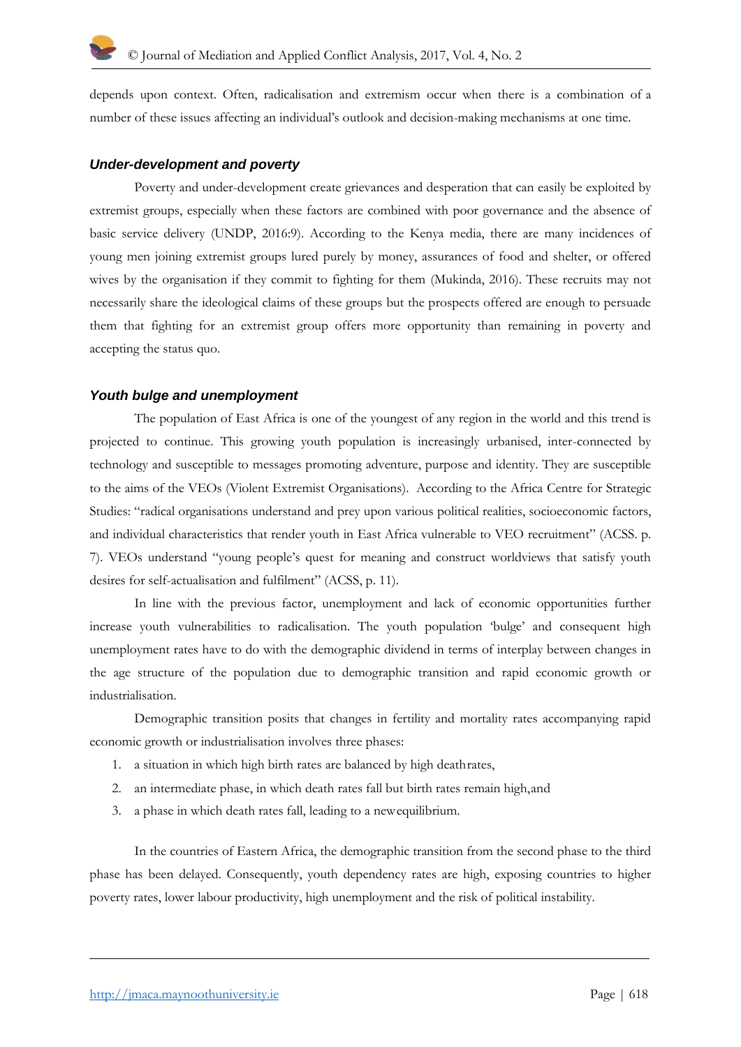depends upon context. Often, radicalisation and extremism occur when there is a combination of a number of these issues affecting an individual's outlook and decision-making mechanisms at one time.

### *Under-development and poverty*

Poverty and under-development create grievances and desperation that can easily be exploited by extremist groups, especially when these factors are combined with poor governance and the absence of basic service delivery (UNDP, 2016:9). According to the Kenya media, there are many incidences of young men joining extremist groups lured purely by money, assurances of food and shelter, or offered wives by the organisation if they commit to fighting for them (Mukinda, 2016). These recruits may not necessarily share the ideological claims of these groups but the prospects offered are enough to persuade them that fighting for an extremist group offers more opportunity than remaining in poverty and accepting the status quo.

### *Youth bulge and unemployment*

The population of East Africa is one of the youngest of any region in the world and this trend is projected to continue. This growing youth population is increasingly urbanised, inter-connected by technology and susceptible to messages promoting adventure, purpose and identity. They are susceptible to the aims of the VEOs (Violent Extremist Organisations). According to the Africa Centre for Strategic Studies: "radical organisations understand and prey upon various political realities, socioeconomic factors, and individual characteristics that render youth in East Africa vulnerable to VEO recruitment" (ACSS. p. 7). VEOs understand "young people's quest for meaning and construct worldviews that satisfy youth desires for self-actualisation and fulfilment" (ACSS, p. 11).

In line with the previous factor, unemployment and lack of economic opportunities further increase youth vulnerabilities to radicalisation. The youth population 'bulge' and consequent high unemployment rates have to do with the demographic dividend in terms of interplay between changes in the age structure of the population due to demographic transition and rapid economic growth or industrialisation.

Demographic transition posits that changes in fertility and mortality rates accompanying rapid economic growth or industrialisation involves three phases:

1. a situation in which high birth rates are balanced by high deathrates,
2. an intermediate phase, in which death rates fall but birth rates remain high,and
3. a phase in which death rates fall, leading to a newequilibrium.

In the countries of Eastern Africa, the demographic transition from the second phase to the third phase has been delayed. Consequently, youth dependency rates are high, exposing countries to higher poverty rates, lower labour productivity, high unemployment and the risk of political instability.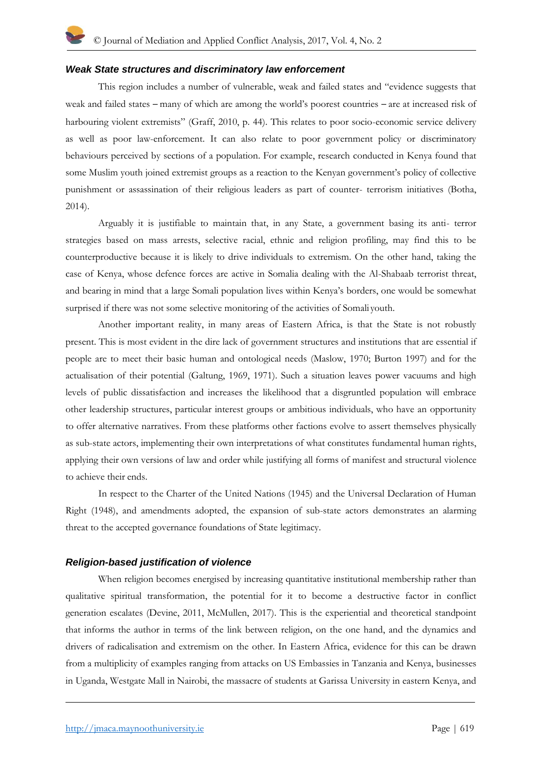### *Weak State structures and discriminatory law enforcement*

This region includes a number of vulnerable, weak and failed states and "evidence suggests that weak and failed states – many of which are among the world's poorest countries – are at increased risk of harbouring violent extremists" (Graff, 2010, p. 44). This relates to poor socio-economic service delivery as well as poor law-enforcement. It can also relate to poor government policy or discriminatory behaviours perceived by sections of a population. For example, research conducted in Kenya found that some Muslim youth joined extremist groups as a reaction to the Kenyan government's policy of collective punishment or assassination of their religious leaders as part of counter- terrorism initiatives (Botha, 2014).

Arguably it is justifiable to maintain that, in any State, a government basing its anti- terror strategies based on mass arrests, selective racial, ethnic and religion profiling, may find this to be counterproductive because it is likely to drive individuals to extremism. On the other hand, taking the case of Kenya, whose defence forces are active in Somalia dealing with the Al-Shabaab terrorist threat, and bearing in mind that a large Somali population lives within Kenya's borders, one would be somewhat surprised if there was not some selective monitoring of the activities of Somali youth.

Another important reality, in many areas of Eastern Africa, is that the State is not robustly present. This is most evident in the dire lack of government structures and institutions that are essential if people are to meet their basic human and ontological needs (Maslow, 1970; Burton 1997) and for the actualisation of their potential (Galtung, 1969, 1971). Such a situation leaves power vacuums and high levels of public dissatisfaction and increases the likelihood that a disgruntled population will embrace other leadership structures, particular interest groups or ambitious individuals, who have an opportunity to offer alternative narratives. From these platforms other factions evolve to assert themselves physically as sub-state actors, implementing their own interpretations of what constitutes fundamental human rights, applying their own versions of law and order while justifying all forms of manifest and structural violence to achieve their ends.

In respect to the Charter of the United Nations (1945) and the Universal Declaration of Human Right (1948), and amendments adopted, the expansion of sub-state actors demonstrates an alarming threat to the accepted governance foundations of State legitimacy.

### *Religion-based justification of violence*

When religion becomes energised by increasing quantitative institutional membership rather than qualitative spiritual transformation, the potential for it to become a destructive factor in conflict generation escalates (Devine, 2011, McMullen, 2017). This is the experiential and theoretical standpoint that informs the author in terms of the link between religion, on the one hand, and the dynamics and drivers of radicalisation and extremism on the other. In Eastern Africa, evidence for this can be drawn from a multiplicity of examples ranging from attacks on US Embassies in Tanzania and Kenya, businesses in Uganda, Westgate Mall in Nairobi, the massacre of students at Garissa University in eastern Kenya, and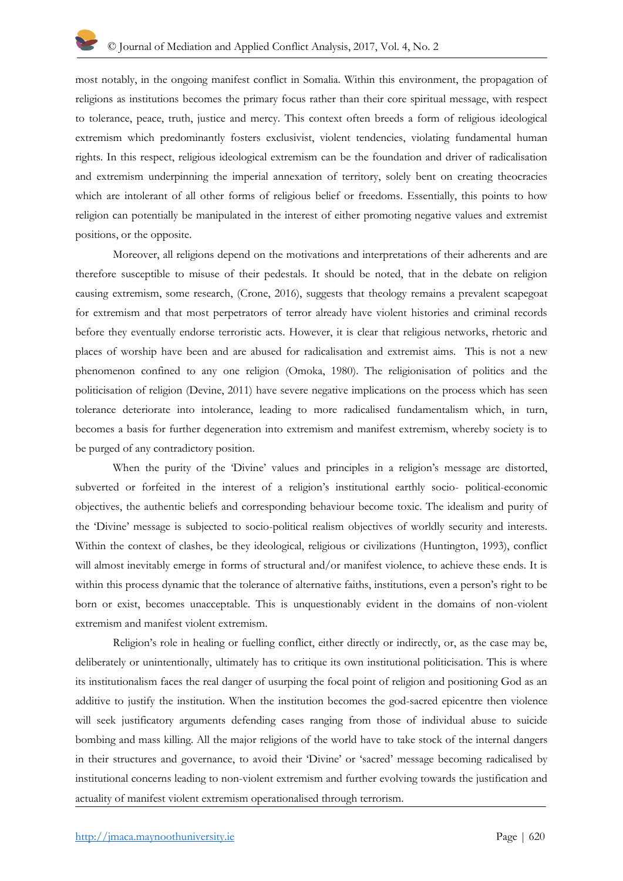most notably, in the ongoing manifest conflict in Somalia. Within this environment, the propagation of religions as institutions becomes the primary focus rather than their core spiritual message, with respect to tolerance, peace, truth, justice and mercy. This context often breeds a form of religious ideological extremism which predominantly fosters exclusivist, violent tendencies, violating fundamental human rights. In this respect, religious ideological extremism can be the foundation and driver of radicalisation and extremism underpinning the imperial annexation of territory, solely bent on creating theocracies which are intolerant of all other forms of religious belief or freedoms. Essentially, this points to how religion can potentially be manipulated in the interest of either promoting negative values and extremist positions, or the opposite.

Moreover, all religions depend on the motivations and interpretations of their adherents and are therefore susceptible to misuse of their pedestals. It should be noted, that in the debate on religion causing extremism, some research, (Crone, 2016), suggests that theology remains a prevalent scapegoat for extremism and that most perpetrators of terror already have violent histories and criminal records before they eventually endorse terroristic acts. However, it is clear that religious networks, rhetoric and places of worship have been and are abused for radicalisation and extremist aims. This is not a new phenomenon confined to any one religion (Omoka, 1980). The religionisation of politics and the politicisation of religion (Devine, 2011) have severe negative implications on the process which has seen tolerance deteriorate into intolerance, leading to more radicalised fundamentalism which, in turn, becomes a basis for further degeneration into extremism and manifest extremism, whereby society is to be purged of any contradictory position.

When the purity of the 'Divine' values and principles in a religion's message are distorted, subverted or forfeited in the interest of a religion's institutional earthly socio- political-economic objectives, the authentic beliefs and corresponding behaviour become toxic. The idealism and purity of the 'Divine' message is subjected to socio-political realism objectives of worldly security and interests. Within the context of clashes, be they ideological, religious or civilizations (Huntington, 1993), conflict will almost inevitably emerge in forms of structural and/or manifest violence, to achieve these ends. It is within this process dynamic that the tolerance of alternative faiths, institutions, even a person's right to be born or exist, becomes unacceptable. This is unquestionably evident in the domains of non-violent extremism and manifest violent extremism.

Religion's role in healing or fuelling conflict, either directly or indirectly, or, as the case may be, deliberately or unintentionally, ultimately has to critique its own institutional politicisation. This is where its institutionalism faces the real danger of usurping the focal point of religion and positioning God as an additive to justify the institution. When the institution becomes the god-sacred epicentre then violence will seek justificatory arguments defending cases ranging from those of individual abuse to suicide bombing and mass killing. All the major religions of the world have to take stock of the internal dangers in their structures and governance, to avoid their 'Divine' or 'sacred' message becoming radicalised by institutional concerns leading to non-violent extremism and further evolving towards the justification and actuality of manifest violent extremism operationalised through terrorism.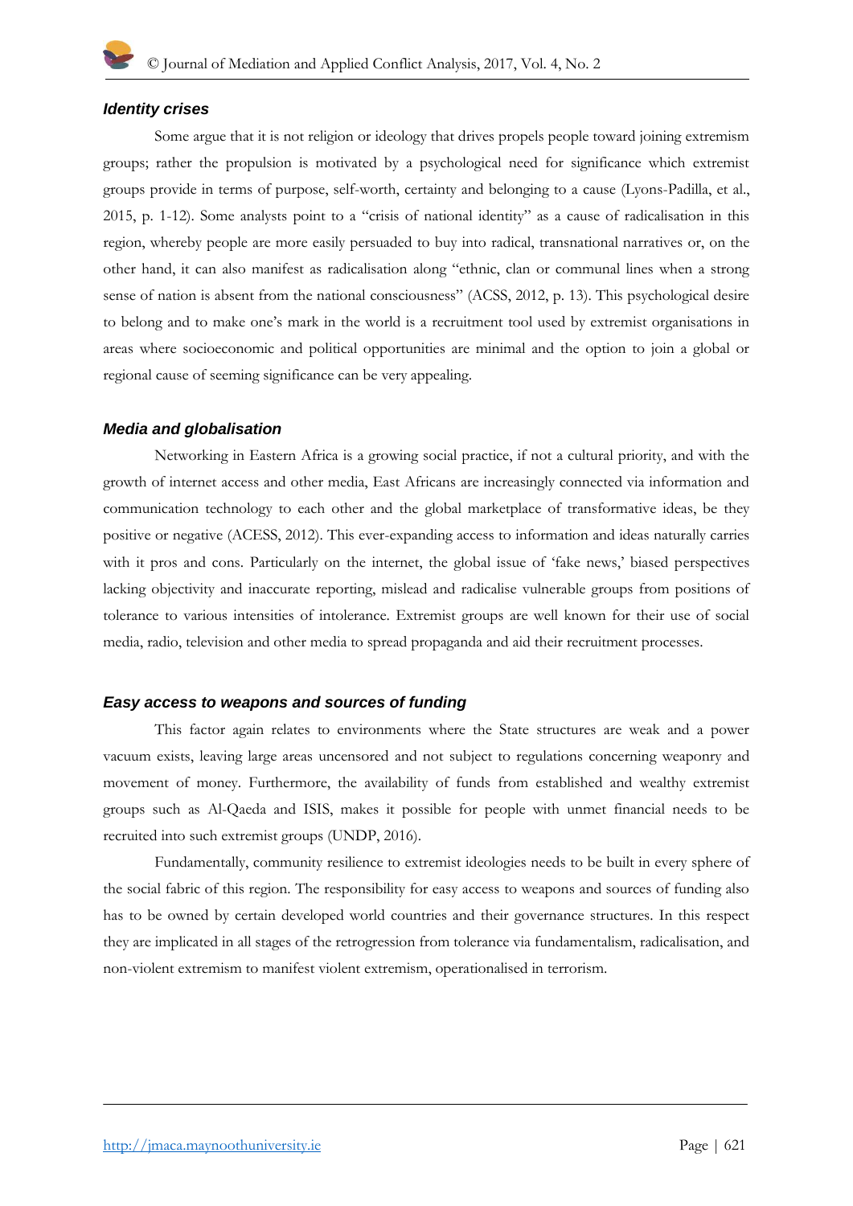#### *Identity crises*

Some argue that it is not religion or ideology that drives propels people toward joining extremism groups; rather the propulsion is motivated by a psychological need for significance which extremist groups provide in terms of purpose, self-worth, certainty and belonging to a cause (Lyons-Padilla, et al., 2015, p. 1-12). Some analysts point to a "crisis of national identity" as a cause of radicalisation in this region, whereby people are more easily persuaded to buy into radical, transnational narratives or, on the other hand, it can also manifest as radicalisation along "ethnic, clan or communal lines when a strong sense of nation is absent from the national consciousness" (ACSS, 2012, p. 13). This psychological desire to belong and to make one's mark in the world is a recruitment tool used by extremist organisations in areas where socioeconomic and political opportunities are minimal and the option to join a global or regional cause of seeming significance can be very appealing.

#### *Media and globalisation*

Networking in Eastern Africa is a growing social practice, if not a cultural priority, and with the growth of internet access and other media, East Africans are increasingly connected via information and communication technology to each other and the global marketplace of transformative ideas, be they positive or negative (ACESS, 2012). This ever-expanding access to information and ideas naturally carries with it pros and cons. Particularly on the internet, the global issue of 'fake news,' biased perspectives lacking objectivity and inaccurate reporting, mislead and radicalise vulnerable groups from positions of tolerance to various intensities of intolerance. Extremist groups are well known for their use of social media, radio, television and other media to spread propaganda and aid their recruitment processes.

#### *Easy access to weapons and sources of funding*

This factor again relates to environments where the State structures are weak and a power vacuum exists, leaving large areas uncensored and not subject to regulations concerning weaponry and movement of money. Furthermore, the availability of funds from established and wealthy extremist groups such as Al-Qaeda and ISIS, makes it possible for people with unmet financial needs to be recruited into such extremist groups (UNDP, 2016).

Fundamentally, community resilience to extremist ideologies needs to be built in every sphere of the social fabric of this region. The responsibility for easy access to weapons and sources of funding also has to be owned by certain developed world countries and their governance structures. In this respect they are implicated in all stages of the retrogression from tolerance via fundamentalism, radicalisation, and non-violent extremism to manifest violent extremism, operationalised in terrorism.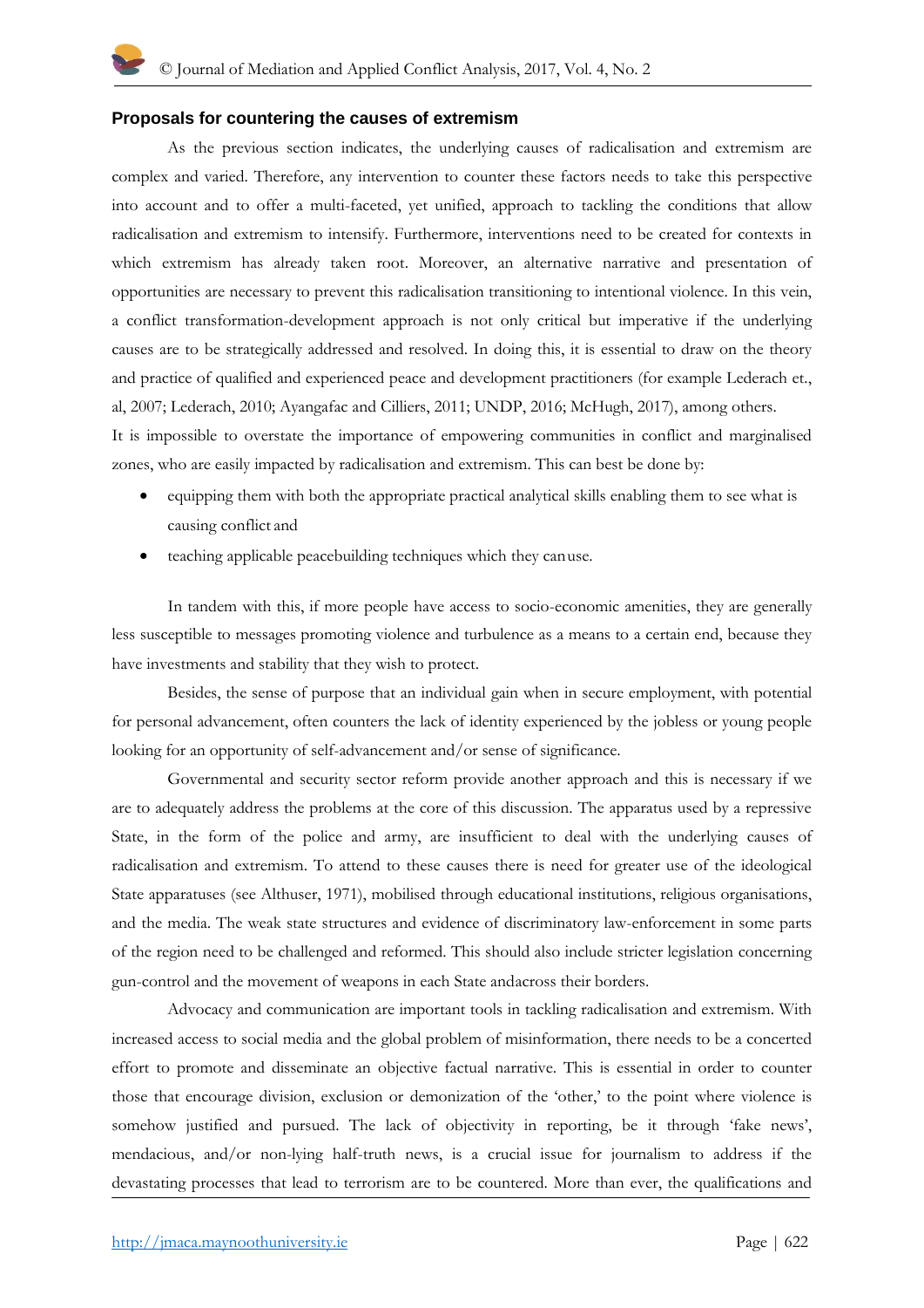## Proposals for countering the causes of extremism

As the previous section indicates, the underlying causes of radicalisation and extremism are complex and varied. Therefore, any intervention to counter these factors needs to take this perspective into account and to offer a multi-faceted, yet unified, approach to tackling the conditions that allow radicalisation and extremism to intensify. Furthermore, interventions need to be created for contexts in which extremism has already taken root. Moreover, an alternative narrative and presentation of opportunities are necessary to prevent this radicalisation transitioning to intentional violence. In this vein, a conflict transformation-development approach is not only critical but imperative if the underlying causes are to be strategically addressed and resolved. In doing this, it is essential to draw on the theory and practice of qualified and experienced peace and development practitioners (for example Lederach et., al, 2007; Lederach, 2010; Ayangafac and Cilliers, 2011; UNDP, 2016; McHugh, 2017), among others.

It is impossible to overstate the importance of empowering communities in conflict and marginalised zones, who are easily impacted by radicalisation and extremism. This can best be done by:

- equipping them with both the appropriate practical analytical skills enabling them to see what is causing conflict and
- teaching applicable peacebuilding techniques which they canuse.

In tandem with this, if more people have access to socio-economic amenities, they are generally less susceptible to messages promoting violence and turbulence as a means to a certain end, because they have investments and stability that they wish to protect.

Besides, the sense of purpose that an individual gain when in secure employment, with potential for personal advancement, often counters the lack of identity experienced by the jobless or young people looking for an opportunity of self-advancement and/or sense of significance.

Governmental and security sector reform provide another approach and this is necessary if we are to adequately address the problems at the core of this discussion. The apparatus used by a repressive State, in the form of the police and army, are insufficient to deal with the underlying causes of radicalisation and extremism. To attend to these causes there is need for greater use of the ideological State apparatuses (see Althuser, 1971), mobilised through educational institutions, religious organisations, and the media. The weak state structures and evidence of discriminatory law-enforcement in some parts of the region need to be challenged and reformed. This should also include stricter legislation concerning gun-control and the movement of weapons in each State andacross their borders.

Advocacy and communication are important tools in tackling radicalisation and extremism. With increased access to social media and the global problem of misinformation, there needs to be a concerted effort to promote and disseminate an objective factual narrative. This is essential in order to counter those that encourage division, exclusion or demonization of the 'other,' to the point where violence is somehow justified and pursued. The lack of objectivity in reporting, be it through 'fake news', mendacious, and/or non-lying half-truth news, is a crucial issue for journalism to address if the devastating processes that lead to terrorism are to be countered. More than ever, the qualifications and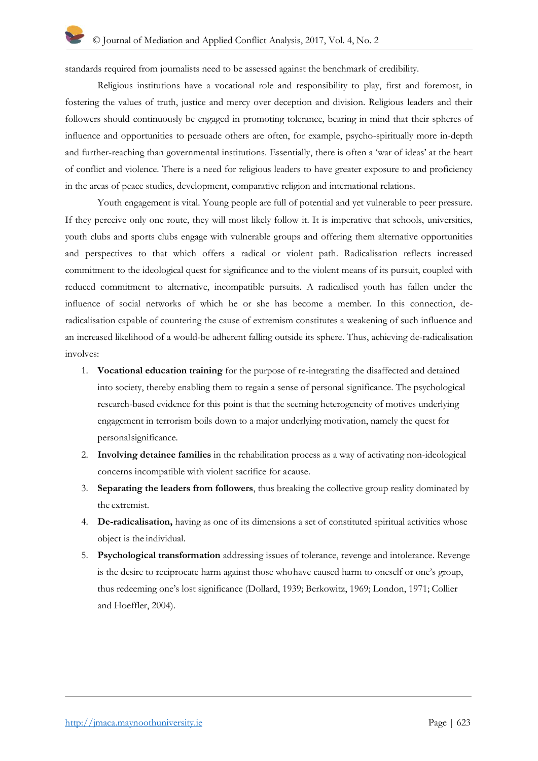standards required from journalists need to be assessed against the benchmark of credibility.

Religious institutions have a vocational role and responsibility to play, first and foremost, in fostering the values of truth, justice and mercy over deception and division. Religious leaders and their followers should continuously be engaged in promoting tolerance, bearing in mind that their spheres of influence and opportunities to persuade others are often, for example, psycho-spiritually more in-depth and further-reaching than governmental institutions. Essentially, there is often a 'war of ideas' at the heart of conflict and violence. There is a need for religious leaders to have greater exposure to and proficiency in the areas of peace studies, development, comparative religion and international relations.

Youth engagement is vital. Young people are full of potential and yet vulnerable to peer pressure. If they perceive only one route, they will most likely follow it. It is imperative that schools, universities, youth clubs and sports clubs engage with vulnerable groups and offering them alternative opportunities and perspectives to that which offers a radical or violent path. Radicalisation reflects increased commitment to the ideological quest for significance and to the violent means of its pursuit, coupled with reduced commitment to alternative, incompatible pursuits. A radicalised youth has fallen under the influence of social networks of which he or she has become a member. In this connection, de-radicalisation capable of countering the cause of extremism constitutes a weakening of such influence and an increased likelihood of a would-be adherent falling outside its sphere. Thus, achieving de-radicalisation involves:

1. **Vocational education training** for the purpose of re-integrating the disaffected and detained into society, thereby enabling them to regain a sense of personal significance. The psychological research-based evidence for this point is that the seeming heterogeneity of motives underlying engagement in terrorism boils down to a major underlying motivation, namely the quest for personal significance.
2. **Involving detainee families** in the rehabilitation process as a way of activating non-ideological concerns incompatible with violent sacrifice for a cause.
3. **Separating the leaders from followers**, thus breaking the collective group reality dominated by the extremist.
4. **De-radicalisation,** having as one of its dimensions a set of constituted spiritual activities whose object is the individual.
5. **Psychological transformation** addressing issues of tolerance, revenge and intolerance. Revenge is the desire to reciprocate harm against those who have caused harm to oneself or one's group, thus redeeming one's lost significance (Dollard, 1939; Berkowitz, 1969; London, 1971; Collier and Hoeffler, 2004).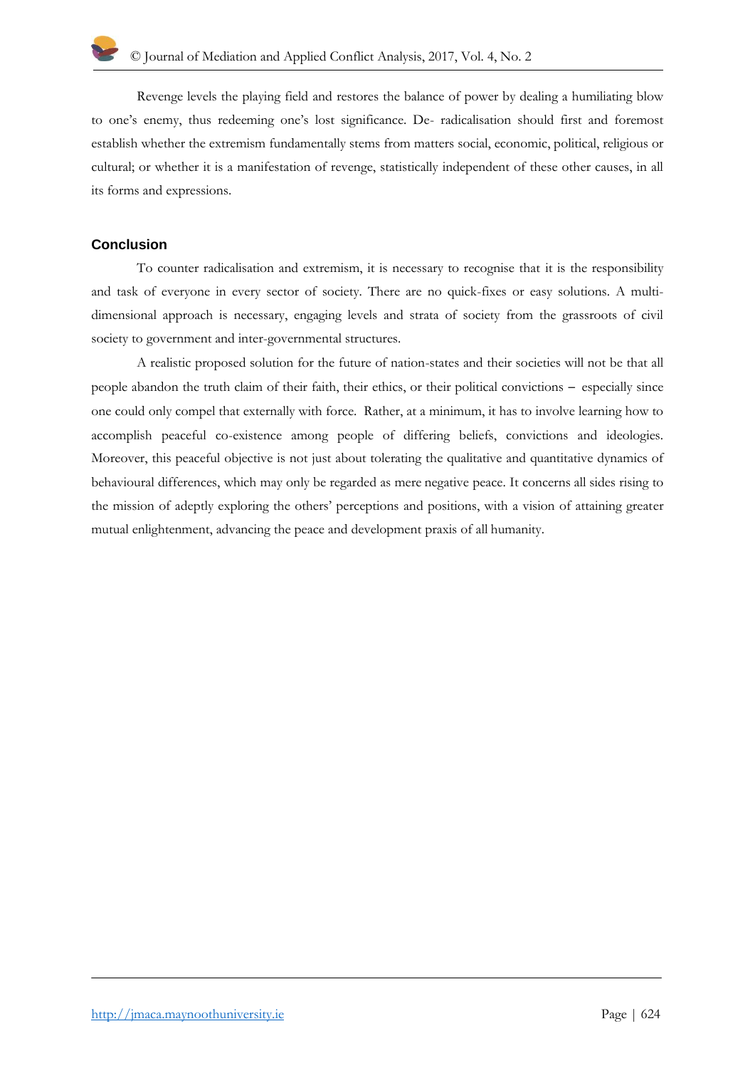Revenge levels the playing field and restores the balance of power by dealing a humiliating blow to one's enemy, thus redeeming one's lost significance. De- radicalisation should first and foremost establish whether the extremism fundamentally stems from matters social, economic, political, religious or cultural; or whether it is a manifestation of revenge, statistically independent of these other causes, in all its forms and expressions.

## Conclusion

To counter radicalisation and extremism, it is necessary to recognise that it is the responsibility and task of everyone in every sector of society. There are no quick-fixes or easy solutions. A multi-dimensional approach is necessary, engaging levels and strata of society from the grassroots of civil society to government and inter-governmental structures.

A realistic proposed solution for the future of nation-states and their societies will not be that all people abandon the truth claim of their faith, their ethics, or their political convictions – especially since one could only compel that externally with force. Rather, at a minimum, it has to involve learning how to accomplish peaceful co-existence among people of differing beliefs, convictions and ideologies. Moreover, this peaceful objective is not just about tolerating the qualitative and quantitative dynamics of behavioural differences, which may only be regarded as mere negative peace. It concerns all sides rising to the mission of adeptly exploring the others' perceptions and positions, with a vision of attaining greater mutual enlightenment, advancing the peace and development praxis of all humanity.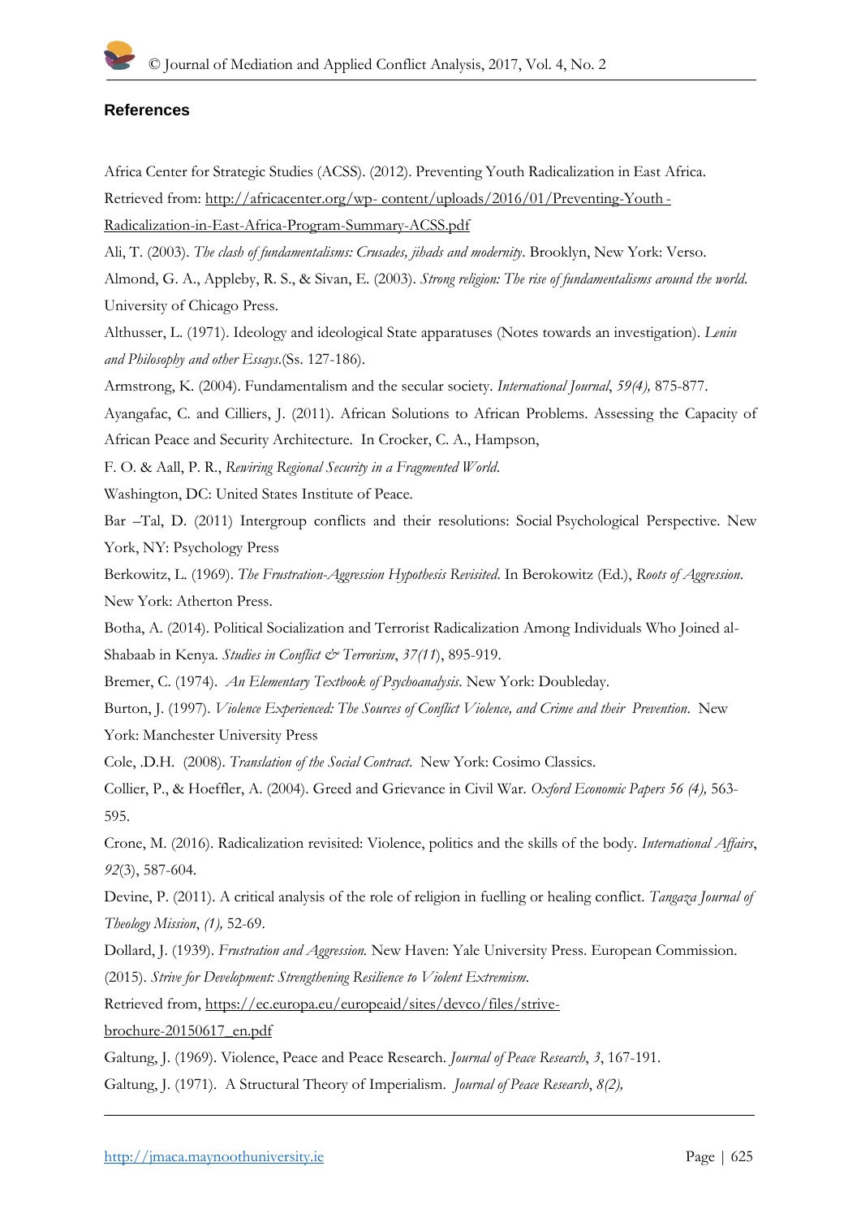## References

Africa Center for Strategic Studies (ACSS). (2012). Preventing Youth Radicalization in East Africa. Retrieved from: http://africacenter.org/wp- content/uploads/2016/01/Preventing-Youth - Radicalization-in-East-Africa-Program-Summary-ACSS.pdf

Ali, T. (2003). *The clash of fundamentalisms: Crusades, jihads and modernity*. Brooklyn, New York: Verso.

Almond, G. A., Appleby, R. S., & Sivan, E. (2003). *Strong religion: The rise of fundamentalisms around the world*. University of Chicago Press.

Althusser, L. (1971). Ideology and ideological State apparatuses (Notes towards an investigation). *Lenin and Philosophy and other Essays*.(Ss. 127-186).

Armstrong, K. (2004). Fundamentalism and the secular society. *International Journal*, *59(4),* 875-877.

Ayangafac, C. and Cilliers, J. (2011). African Solutions to African Problems. Assessing the Capacity of African Peace and Security Architecture. In Crocker, C. A., Hampson,

F. O. & Aall, P. R., *Rewiring Regional Security in a Fragmented World*.

Washington, DC: United States Institute of Peace.

Bar –Tal, D. (2011) Intergroup conflicts and their resolutions: Social Psychological Perspective. New York, NY: Psychology Press

Berkowitz, L. (1969). *The Frustration-Aggression Hypothesis Revisited*. In Berokowitz (Ed.), *Roots of Aggression*. New York: Atherton Press.

Botha, A. (2014). Political Socialization and Terrorist Radicalization Among Individuals Who Joined al-Shabaab in Kenya. *Studies in Conflict & Terrorism*, *37(11*), 895-919.

Bremer, C. (1974). *An Elementary Textbook of Psychoanalysis*. New York: Doubleday.

Burton, J. (1997). *Violence Experienced: The Sources of Conflict Violence, and Crime and their Prevention*. New York: Manchester University Press

Cole, .D.H. (2008). *Translation of the Social Contract.* New York: Cosimo Classics.

Collier, P., & Hoeffler, A. (2004). Greed and Grievance in Civil War. *Oxford Economic Papers 56 (4),* 563-595.

Crone, M. (2016). Radicalization revisited: Violence, politics and the skills of the body. *International Affairs*, *92*(3), 587-604.

Devine, P. (2011). A critical analysis of the role of religion in fuelling or healing conflict. *Tangaza Journal of Theology Mission*, *(1),* 52-69.

Dollard, J. (1939). *Frustration and Aggression.* New Haven: Yale University Press. European Commission. (2015). *Strive for Development: Strengthening Resilience to Violent Extremism*.

Retrieved from, https://ec.europa.eu/europeaid/sites/devco/files/strive-brochure-20150617_en.pdf

Galtung, J. (1969). Violence, Peace and Peace Research. *Journal of Peace Research*, *3*, 167-191.

Galtung, J. (1971). A Structural Theory of Imperialism. *Journal of Peace Research*, *8(2),*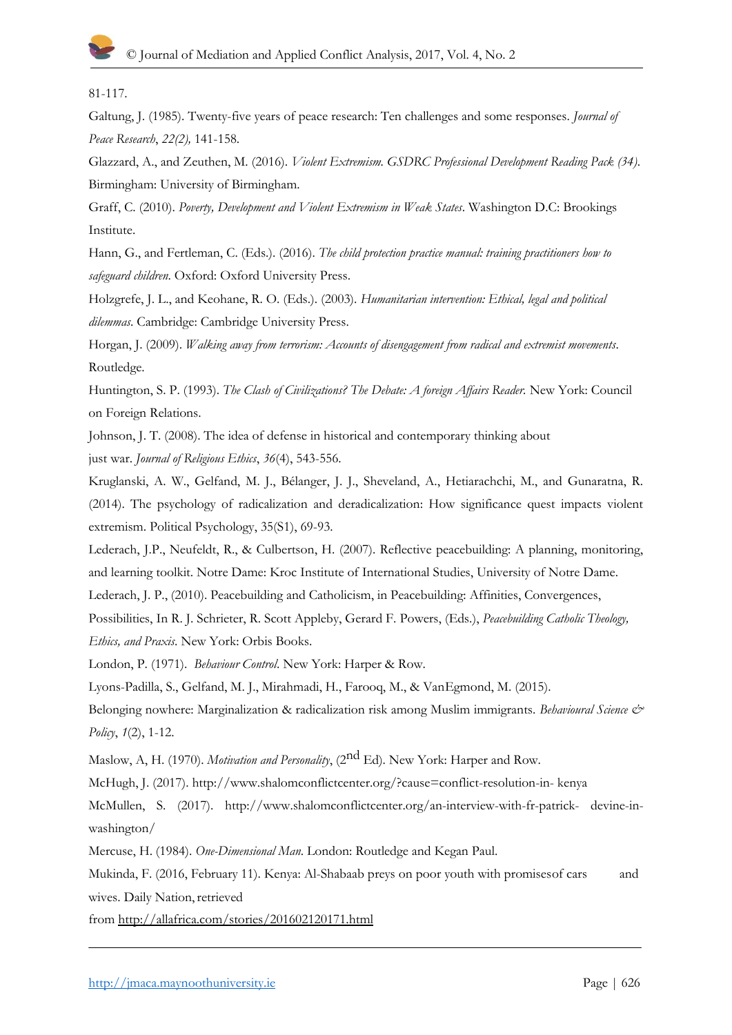81-117.

Galtung, J. (1985). Twenty-five years of peace research: Ten challenges and some responses. *Journal of Peace Research*, *22(2),* 141-158.

Glazzard, A., and Zeuthen, M. (2016). *Violent Extremism. GSDRC Professional Development Reading Pack (34).* Birmingham: University of Birmingham.

Graff, C. (2010). *Poverty, Development and Violent Extremism in Weak States*. Washington D.C: Brookings Institute.

Hann, G., and Fertleman, C. (Eds.). (2016). *The child protection practice manual: training practitioners how to safeguard children.* Oxford: Oxford University Press.

Holzgrefe, J. L., and Keohane, R. O. (Eds.). (2003). *Humanitarian intervention: Ethical, legal and political dilemmas*. Cambridge: Cambridge University Press.

Horgan, J. (2009). *Walking away from terrorism: Accounts of disengagement from radical and extremist movements*. Routledge.

Huntington, S. P. (1993). *The Clash of Civilizations? The Debate: A foreign Affairs Reader.* New York: Council on Foreign Relations.

Johnson, J. T. (2008). The idea of defense in historical and contemporary thinking about just war. *Journal of Religious Ethics*, *36*(4), 543-556.

Kruglanski, A. W., Gelfand, M. J., Bélanger, J. J., Sheveland, A., Hetiarachchi, M., and Gunaratna, R. (2014). The psychology of radicalization and deradicalization: How significance quest impacts violent extremism. Political Psychology, 35(S1), 69-93.

Lederach, J.P., Neufeldt, R., & Culbertson, H. (2007). Reflective peacebuilding: A planning, monitoring, and learning toolkit. Notre Dame: Kroc Institute of International Studies, University of Notre Dame.

Lederach, J. P., (2010). Peacebuilding and Catholicism, in Peacebuilding: Affinities, Convergences, Possibilities, In R. J. Schrieter, R. Scott Appleby, Gerard F. Powers, (Eds.), *Peacebuilding Catholic Theology, Ethics, and Praxis.* New York: Orbis Books.

London, P. (1971). *Behaviour Control.* New York: Harper & Row.

Lyons-Padilla, S., Gelfand, M. J., Mirahmadi, H., Farooq, M., & VanEgmond, M. (2015). Belonging nowhere: Marginalization & radicalization risk among Muslim immigrants. *Behavioural Science & Policy*, *1*(2), 1-12.

Maslow, A, H. (1970). *Motivation and Personality*, (2nd Ed). New York: Harper and Row.

McHugh, J. (2017). http://www.shalomconflictcenter.org/?cause=conflict-resolution-in- kenya

McMullen, S. (2017). http://www.shalomconflictcenter.org/an-interview-with-fr-patrick- devine-in-washington/

Mercuse, H. (1984). *One-Dimensional Man.* London: Routledge and Kegan Paul.

Mukinda, F. (2016, February 11). Kenya: Al-Shabaab preys on poor youth with promisesof cars and wives. Daily Nation, retrieved from http://allafrica.com/stories/201602120171.html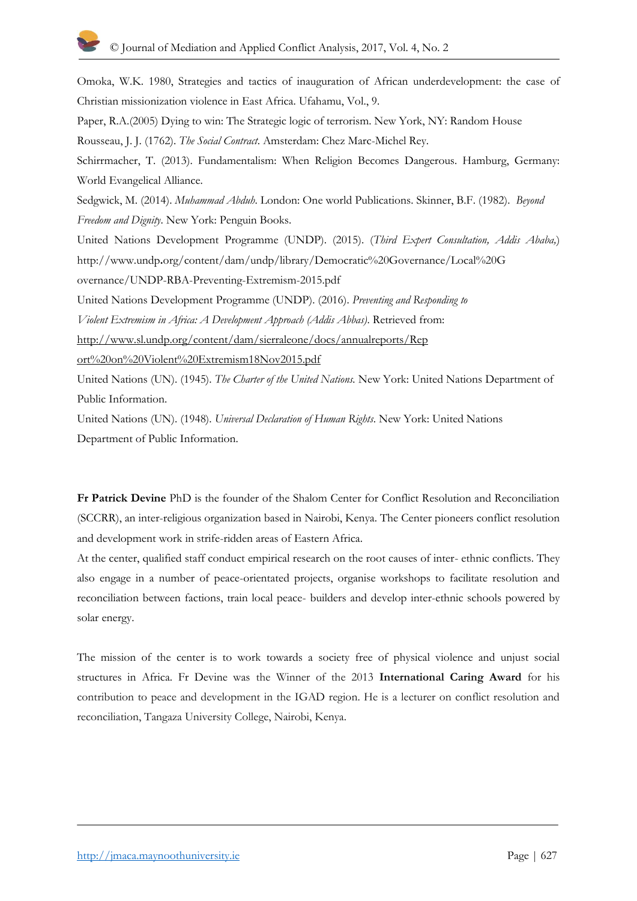Omoka, W.K. 1980, Strategies and tactics of inauguration of African underdevelopment: the case of Christian missionization violence in East Africa. Ufahamu, Vol., 9.

Paper, R.A.(2005) Dying to win: The Strategic logic of terrorism. New York, NY: Random House

Rousseau, J. J. (1762). *The Social Contract*. Amsterdam: Chez Marc-Michel Rey.

Schirrmacher, T. (2013). Fundamentalism: When Religion Becomes Dangerous. Hamburg, Germany: World Evangelical Alliance.

Sedgwick, M. (2014). *Muhammad Abduh*. London: One world Publications. Skinner, B.F. (1982). *Beyond Freedom and Dignity*. New York: Penguin Books.

United Nations Development Programme (UNDP). (2015). (*Third Expert Consultation, Addis Ababa,*) http://www.undp.org/content/dam/undp/library/Democratic%20Governance/Local%20Governance/UNDP-RBA-Preventing-Extremism-2015.pdf

United Nations Development Programme (UNDP). (2016). *Preventing and Responding to Violent Extremism in Africa: A Development Approach (Addis Abbas)*. Retrieved from: http://www.sl.undp.org/content/dam/sierraleone/docs/annualreports/Report%20on%20Violent%20Extremism18Nov2015.pdf

United Nations (UN). (1945). *The Charter of the United Nations.* New York: United Nations Department of Public Information.

United Nations (UN). (1948). *Universal Declaration of Human Rights*. New York: United Nations Department of Public Information.

**Fr Patrick Devine** PhD is the founder of the Shalom Center for Conflict Resolution and Reconciliation (SCCRR), an inter-religious organization based in Nairobi, Kenya. The Center pioneers conflict resolution and development work in strife-ridden areas of Eastern Africa.

At the center, qualified staff conduct empirical research on the root causes of inter- ethnic conflicts. They also engage in a number of peace-orientated projects, organise workshops to facilitate resolution and reconciliation between factions, train local peace- builders and develop inter-ethnic schools powered by solar energy.

The mission of the center is to work towards a society free of physical violence and unjust social structures in Africa. Fr Devine was the Winner of the 2013 **International Caring Award** for his contribution to peace and development in the IGAD region. He is a lecturer on conflict resolution and reconciliation, Tangaza University College, Nairobi, Kenya.